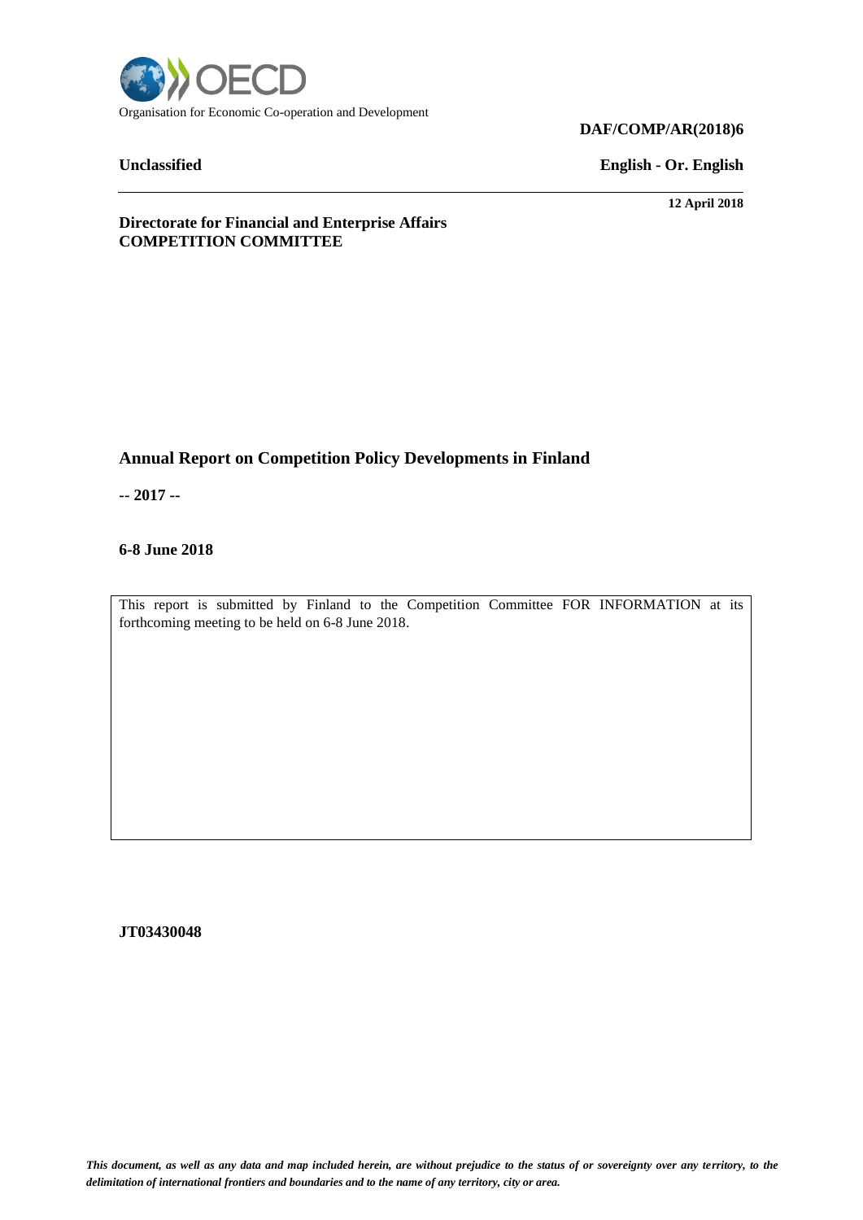Organisation for Economic Co-operation and Development

**DAF/COMP/AR(2018)6**

**Unclassified** **English - Or. English**

**12 April 2018**

**Directorate for Financial and Enterprise Affairs**
**COMPETITION COMMITTEE**

# Annual Report on Competition Policy Developments in Finland

**-- 2017 --**

**6-8 June 2018**

This report is submitted by Finland to the Competition Committee FOR INFORMATION at its forthcoming meeting to be held on 6-8 June 2018.

**JT03430048**

*This document, as well as any data and map included herein, are without prejudice to the status of or sovereignty over any territory, to the delimitation of international frontiers and boundaries and to the name of any territory, city or area.*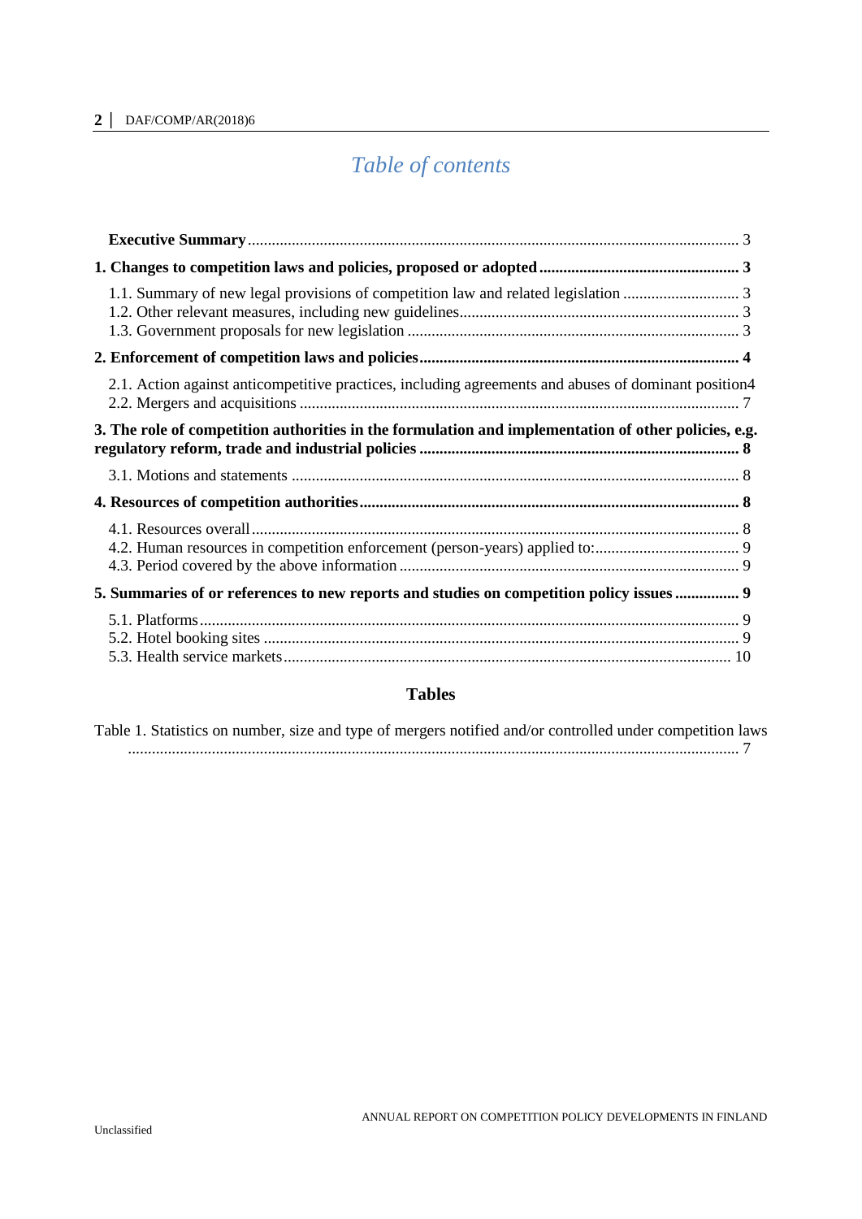# *Table of contents*

**Executive Summary** ........................................................................................................................ 3

**1. Changes to competition laws and policies, proposed or adopted** ................................................ 3

1.1. Summary of new legal provisions of competition law and related legislation ............................ 3
1.2. Other relevant measures, including new guidelines..................................................................... 3
1.3. Government proposals for new legislation ................................................................................. 3

**2. Enforcement of competition laws and policies** ............................................................................... 4

2.1. Action against anticompetitive practices, including agreements and abuses of dominant position4
2.2. Mergers and acquisitions ............................................................................................................ 7

**3. The role of competition authorities in the formulation and implementation of other policies, e.g. regulatory reform, trade and industrial policies** ................................................................................ 8

3.1. Motions and statements .............................................................................................................. 8

**4. Resources of competition authorities** ............................................................................................ 8

4.1. Resources overall......................................................................................................................... 8
4.2. Human resources in competition enforcement (person-years) applied to:................................... 9
4.3. Period covered by the above information .................................................................................... 9

**5. Summaries of or references to new reports and studies on competition policy issues** ............... 9

5.1. Platforms...................................................................................................................................... 9
5.2. Hotel booking sites ..................................................................................................................... 9
5.3. Health service markets............................................................................................................... 10

## Tables

Table 1. Statistics on number, size and type of mergers notified and/or controlled under competition laws ........................................................................................................................................ 7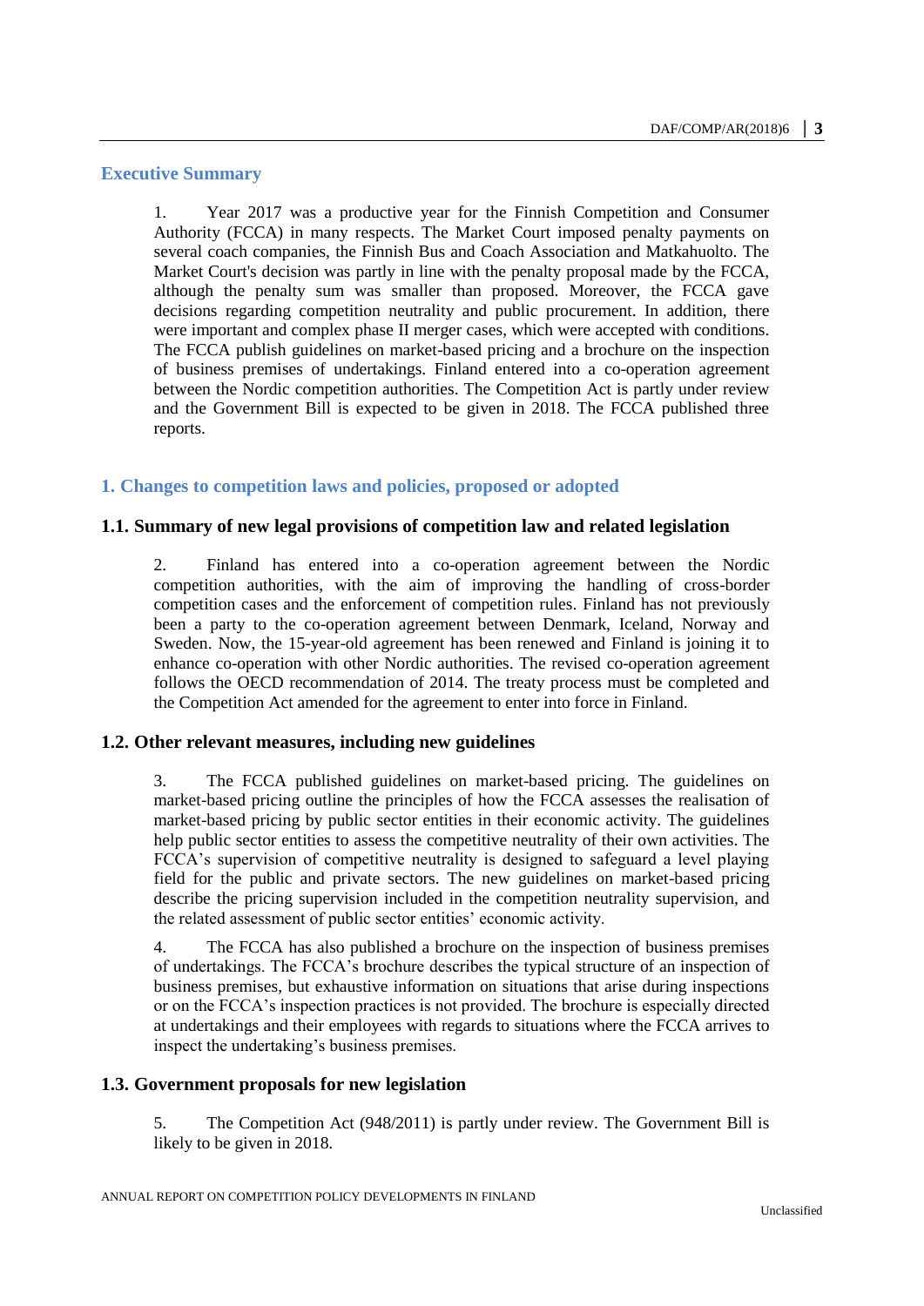## Executive Summary

1. Year 2017 was a productive year for the Finnish Competition and Consumer Authority (FCCA) in many respects. The Market Court imposed penalty payments on several coach companies, the Finnish Bus and Coach Association and Matkahuolto. The Market Court's decision was partly in line with the penalty proposal made by the FCCA, although the penalty sum was smaller than proposed. Moreover, the FCCA gave decisions regarding competition neutrality and public procurement. In addition, there were important and complex phase II merger cases, which were accepted with conditions. The FCCA publish guidelines on market-based pricing and a brochure on the inspection of business premises of undertakings. Finland entered into a co-operation agreement between the Nordic competition authorities. The Competition Act is partly under review and the Government Bill is expected to be given in 2018. The FCCA published three reports.

## 1. Changes to competition laws and policies, proposed or adopted

### 1.1. Summary of new legal provisions of competition law and related legislation

2. Finland has entered into a co-operation agreement between the Nordic competition authorities, with the aim of improving the handling of cross-border competition cases and the enforcement of competition rules. Finland has not previously been a party to the co-operation agreement between Denmark, Iceland, Norway and Sweden. Now, the 15-year-old agreement has been renewed and Finland is joining it to enhance co-operation with other Nordic authorities. The revised co-operation agreement follows the OECD recommendation of 2014. The treaty process must be completed and the Competition Act amended for the agreement to enter into force in Finland.

### 1.2. Other relevant measures, including new guidelines

3. The FCCA published guidelines on market-based pricing. The guidelines on market-based pricing outline the principles of how the FCCA assesses the realisation of market-based pricing by public sector entities in their economic activity. The guidelines help public sector entities to assess the competitive neutrality of their own activities. The FCCA's supervision of competitive neutrality is designed to safeguard a level playing field for the public and private sectors. The new guidelines on market-based pricing describe the pricing supervision included in the competition neutrality supervision, and the related assessment of public sector entities' economic activity.

4. The FCCA has also published a brochure on the inspection of business premises of undertakings. The FCCA's brochure describes the typical structure of an inspection of business premises, but exhaustive information on situations that arise during inspections or on the FCCA's inspection practices is not provided. The brochure is especially directed at undertakings and their employees with regards to situations where the FCCA arrives to inspect the undertaking's business premises.

### 1.3. Government proposals for new legislation

5. The Competition Act (948/2011) is partly under review. The Government Bill is likely to be given in 2018.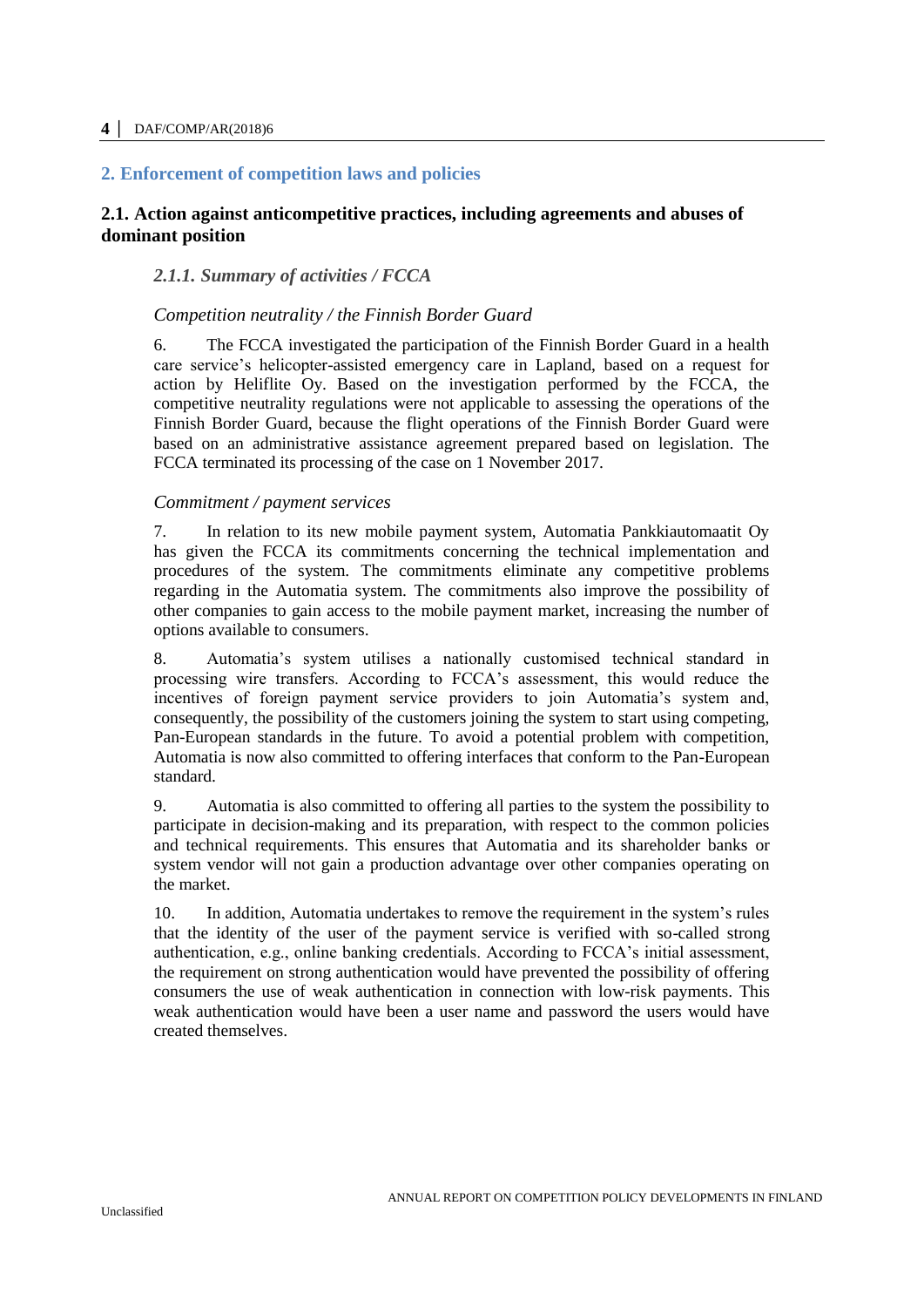## 2. Enforcement of competition laws and policies

### 2.1. Action against anticompetitive practices, including agreements and abuses of dominant position

#### *2.1.1. Summary of activities / FCCA*

*Competition neutrality / the Finnish Border Guard*

6. The FCCA investigated the participation of the Finnish Border Guard in a health care service's helicopter-assisted emergency care in Lapland, based on a request for action by Heliflite Oy. Based on the investigation performed by the FCCA, the competitive neutrality regulations were not applicable to assessing the operations of the Finnish Border Guard, because the flight operations of the Finnish Border Guard were based on an administrative assistance agreement prepared based on legislation. The FCCA terminated its processing of the case on 1 November 2017.

*Commitment / payment services*

7. In relation to its new mobile payment system, Automatia Pankkiautomaatit Oy has given the FCCA its commitments concerning the technical implementation and procedures of the system. The commitments eliminate any competitive problems regarding in the Automatia system. The commitments also improve the possibility of other companies to gain access to the mobile payment market, increasing the number of options available to consumers.

8. Automatia's system utilises a nationally customised technical standard in processing wire transfers. According to FCCA's assessment, this would reduce the incentives of foreign payment service providers to join Automatia's system and, consequently, the possibility of the customers joining the system to start using competing, Pan-European standards in the future. To avoid a potential problem with competition, Automatia is now also committed to offering interfaces that conform to the Pan-European standard.

9. Automatia is also committed to offering all parties to the system the possibility to participate in decision-making and its preparation, with respect to the common policies and technical requirements. This ensures that Automatia and its shareholder banks or system vendor will not gain a production advantage over other companies operating on the market.

10. In addition, Automatia undertakes to remove the requirement in the system's rules that the identity of the user of the payment service is verified with so-called strong authentication, e.g., online banking credentials. According to FCCA's initial assessment, the requirement on strong authentication would have prevented the possibility of offering consumers the use of weak authentication in connection with low-risk payments. This weak authentication would have been a user name and password the users would have created themselves.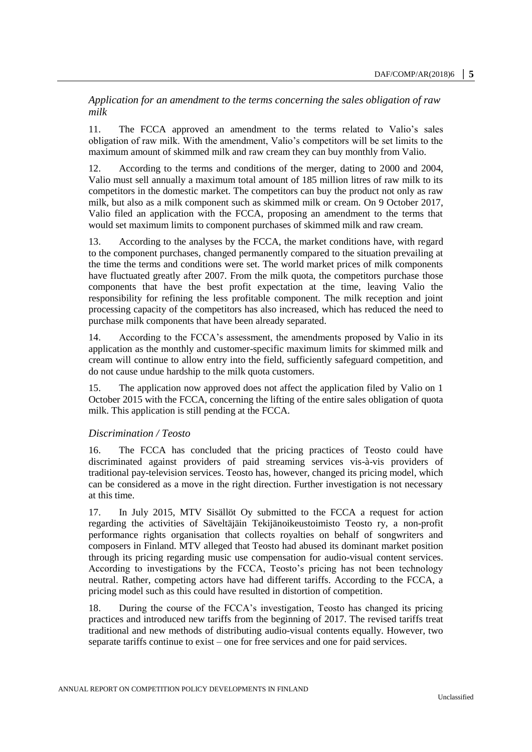*Application for an amendment to the terms concerning the sales obligation of raw milk*

11. The FCCA approved an amendment to the terms related to Valio's sales obligation of raw milk. With the amendment, Valio's competitors will be set limits to the maximum amount of skimmed milk and raw cream they can buy monthly from Valio.

12. According to the terms and conditions of the merger, dating to 2000 and 2004, Valio must sell annually a maximum total amount of 185 million litres of raw milk to its competitors in the domestic market. The competitors can buy the product not only as raw milk, but also as a milk component such as skimmed milk or cream. On 9 October 2017, Valio filed an application with the FCCA, proposing an amendment to the terms that would set maximum limits to component purchases of skimmed milk and raw cream.

13. According to the analyses by the FCCA, the market conditions have, with regard to the component purchases, changed permanently compared to the situation prevailing at the time the terms and conditions were set. The world market prices of milk components have fluctuated greatly after 2007. From the milk quota, the competitors purchase those components that have the best profit expectation at the time, leaving Valio the responsibility for refining the less profitable component. The milk reception and joint processing capacity of the competitors has also increased, which has reduced the need to purchase milk components that have been already separated.

14. According to the FCCA's assessment, the amendments proposed by Valio in its application as the monthly and customer-specific maximum limits for skimmed milk and cream will continue to allow entry into the field, sufficiently safeguard competition, and do not cause undue hardship to the milk quota customers.

15. The application now approved does not affect the application filed by Valio on 1 October 2015 with the FCCA, concerning the lifting of the entire sales obligation of quota milk. This application is still pending at the FCCA.

*Discrimination / Teosto*

16. The FCCA has concluded that the pricing practices of Teosto could have discriminated against providers of paid streaming services vis-à-vis providers of traditional pay-television services. Teosto has, however, changed its pricing model, which can be considered as a move in the right direction. Further investigation is not necessary at this time.

17. In July 2015, MTV Sisällöt Oy submitted to the FCCA a request for action regarding the activities of Säveltäjäin Tekijänoikeustoimisto Teosto ry, a non-profit performance rights organisation that collects royalties on behalf of songwriters and composers in Finland. MTV alleged that Teosto had abused its dominant market position through its pricing regarding music use compensation for audio-visual content services. According to investigations by the FCCA, Teosto's pricing has not been technology neutral. Rather, competing actors have had different tariffs. According to the FCCA, a pricing model such as this could have resulted in distortion of competition.

18. During the course of the FCCA's investigation, Teosto has changed its pricing practices and introduced new tariffs from the beginning of 2017. The revised tariffs treat traditional and new methods of distributing audio-visual contents equally. However, two separate tariffs continue to exist – one for free services and one for paid services.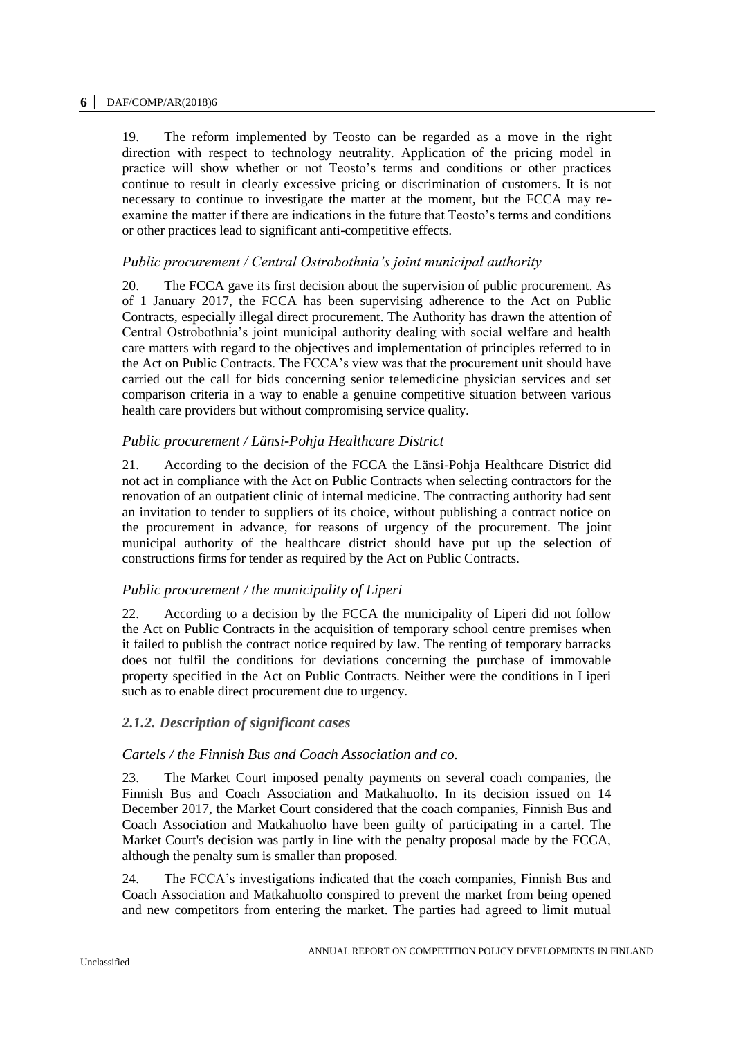19. The reform implemented by Teosto can be regarded as a move in the right direction with respect to technology neutrality. Application of the pricing model in practice will show whether or not Teosto's terms and conditions or other practices continue to result in clearly excessive pricing or discrimination of customers. It is not necessary to continue to investigate the matter at the moment, but the FCCA may re-examine the matter if there are indications in the future that Teosto's terms and conditions or other practices lead to significant anti-competitive effects.

*Public procurement / Central Ostrobothnia's joint municipal authority*

20. The FCCA gave its first decision about the supervision of public procurement. As of 1 January 2017, the FCCA has been supervising adherence to the Act on Public Contracts, especially illegal direct procurement. The Authority has drawn the attention of Central Ostrobothnia's joint municipal authority dealing with social welfare and health care matters with regard to the objectives and implementation of principles referred to in the Act on Public Contracts. The FCCA's view was that the procurement unit should have carried out the call for bids concerning senior telemedicine physician services and set comparison criteria in a way to enable a genuine competitive situation between various health care providers but without compromising service quality.

*Public procurement / Länsi-Pohja Healthcare District*

21. According to the decision of the FCCA the Länsi-Pohja Healthcare District did not act in compliance with the Act on Public Contracts when selecting contractors for the renovation of an outpatient clinic of internal medicine. The contracting authority had sent an invitation to tender to suppliers of its choice, without publishing a contract notice on the procurement in advance, for reasons of urgency of the procurement. The joint municipal authority of the healthcare district should have put up the selection of constructions firms for tender as required by the Act on Public Contracts.

*Public procurement / the municipality of Liperi*

22. According to a decision by the FCCA the municipality of Liperi did not follow the Act on Public Contracts in the acquisition of temporary school centre premises when it failed to publish the contract notice required by law. The renting of temporary barracks does not fulfil the conditions for deviations concerning the purchase of immovable property specified in the Act on Public Contracts. Neither were the conditions in Liperi such as to enable direct procurement due to urgency.

### *2.1.2. Description of significant cases*

*Cartels / the Finnish Bus and Coach Association and co.*

23. The Market Court imposed penalty payments on several coach companies, the Finnish Bus and Coach Association and Matkahuolto. In its decision issued on 14 December 2017, the Market Court considered that the coach companies, Finnish Bus and Coach Association and Matkahuolto have been guilty of participating in a cartel. The Market Court's decision was partly in line with the penalty proposal made by the FCCA, although the penalty sum is smaller than proposed.

24. The FCCA's investigations indicated that the coach companies, Finnish Bus and Coach Association and Matkahuolto conspired to prevent the market from being opened and new competitors from entering the market. The parties had agreed to limit mutual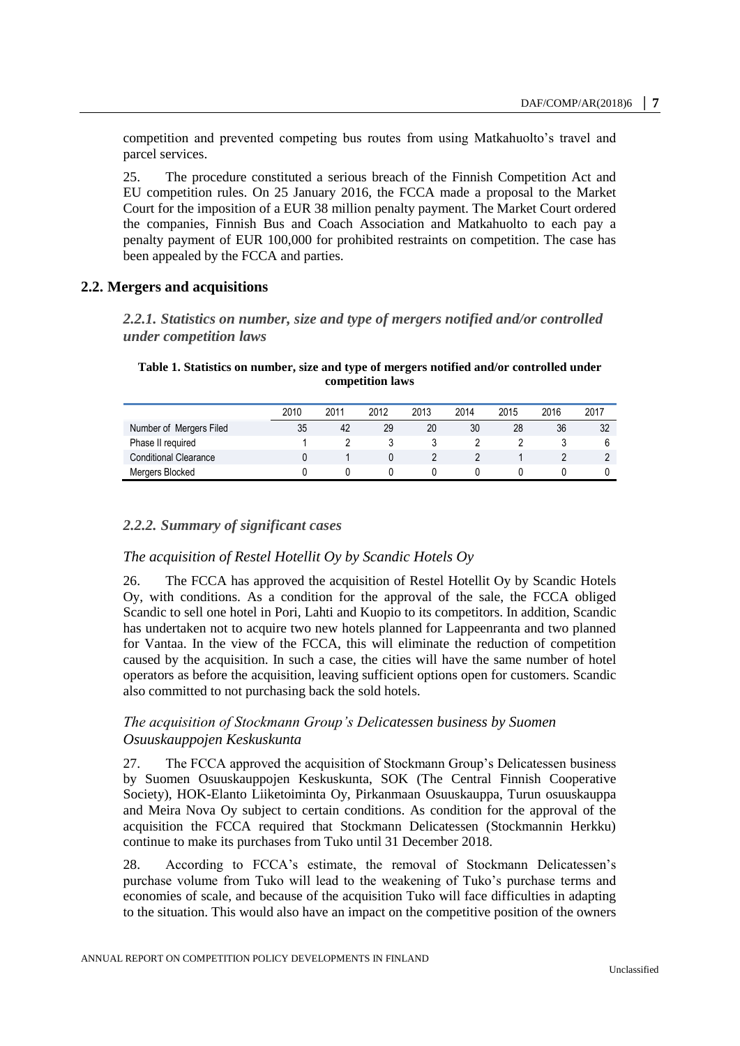competition and prevented competing bus routes from using Matkahuolto's travel and parcel services.

25. The procedure constituted a serious breach of the Finnish Competition Act and EU competition rules. On 25 January 2016, the FCCA made a proposal to the Market Court for the imposition of a EUR 38 million penalty payment. The Market Court ordered the companies, Finnish Bus and Coach Association and Matkahuolto to each pay a penalty payment of EUR 100,000 for prohibited restraints on competition. The case has been appealed by the FCCA and parties.

## 2.2. Mergers and acquisitions

### *2.2.1. Statistics on number, size and type of mergers notified and/or controlled under competition laws*

**Table 1. Statistics on number, size and type of mergers notified and/or controlled under competition laws**

| | 2010 | 2011 | 2012 | 2013 | 2014 | 2015 | 2016 | 2017 |
|---|---|---|---|---|---|---|---|---|
| Number of Mergers Filed | 35 | 42 | 29 | 20 | 30 | 28 | 36 | 32 |
| Phase II required | 1 | 2 | 3 | 3 | 2 | 2 | 3 | 6 |
| Conditional Clearance | 0 | 1 | 0 | 2 | 2 | 1 | 2 | 2 |
| Mergers Blocked | 0 | 0 | 0 | 0 | 0 | 0 | 0 | 0 |

### *2.2.2. Summary of significant cases*

*The acquisition of Restel Hotellit Oy by Scandic Hotels Oy*

26. The FCCA has approved the acquisition of Restel Hotellit Oy by Scandic Hotels Oy, with conditions. As a condition for the approval of the sale, the FCCA obliged Scandic to sell one hotel in Pori, Lahti and Kuopio to its competitors. In addition, Scandic has undertaken not to acquire two new hotels planned for Lappeenranta and two planned for Vantaa. In the view of the FCCA, this will eliminate the reduction of competition caused by the acquisition. In such a case, the cities will have the same number of hotel operators as before the acquisition, leaving sufficient options open for customers. Scandic also committed to not purchasing back the sold hotels.

*The acquisition of Stockmann Group's Delicatessen business by Suomen Osuuskauppojen Keskuskunta*

27. The FCCA approved the acquisition of Stockmann Group's Delicatessen business by Suomen Osuuskauppojen Keskuskunta, SOK (The Central Finnish Cooperative Society), HOK-Elanto Liiketoiminta Oy, Pirkanmaan Osuuskauppa, Turun osuuskauppa and Meira Nova Oy subject to certain conditions. As condition for the approval of the acquisition the FCCA required that Stockmann Delicatessen (Stockmannin Herkku) continue to make its purchases from Tuko until 31 December 2018.

28. According to FCCA's estimate, the removal of Stockmann Delicatessen's purchase volume from Tuko will lead to the weakening of Tuko's purchase terms and economies of scale, and because of the acquisition Tuko will face difficulties in adapting to the situation. This would also have an impact on the competitive position of the owners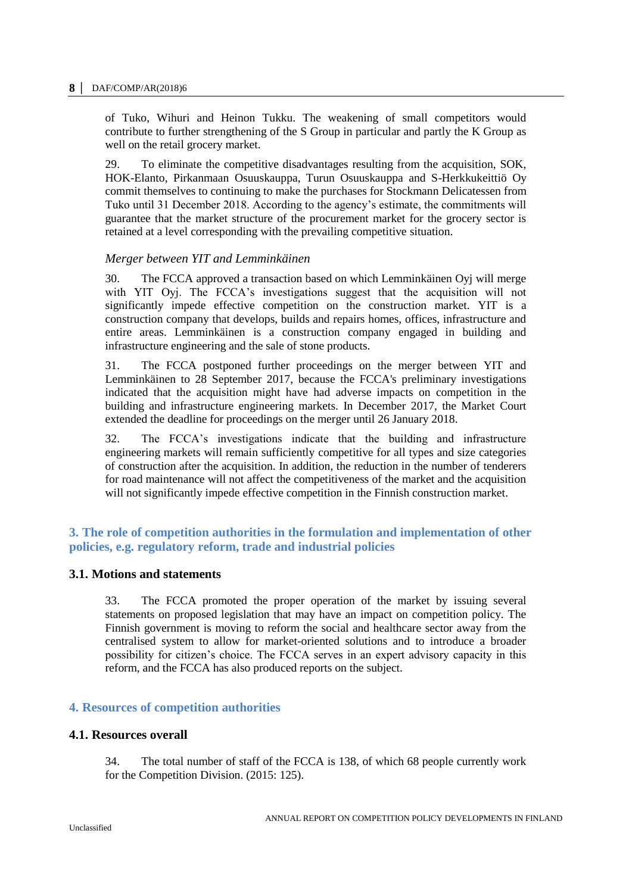of Tuko, Wihuri and Heinon Tukku. The weakening of small competitors would contribute to further strengthening of the S Group in particular and partly the K Group as well on the retail grocery market.

29. To eliminate the competitive disadvantages resulting from the acquisition, SOK, HOK-Elanto, Pirkanmaan Osuuskauppa, Turun Osuuskauppa and S-Herkkukeittiö Oy commit themselves to continuing to make the purchases for Stockmann Delicatessen from Tuko until 31 December 2018. According to the agency's estimate, the commitments will guarantee that the market structure of the procurement market for the grocery sector is retained at a level corresponding with the prevailing competitive situation.

*Merger between YIT and Lemminkäinen*

30. The FCCA approved a transaction based on which Lemminkäinen Oyj will merge with YIT Oyj. The FCCA's investigations suggest that the acquisition will not significantly impede effective competition on the construction market. YIT is a construction company that develops, builds and repairs homes, offices, infrastructure and entire areas. Lemminkäinen is a construction company engaged in building and infrastructure engineering and the sale of stone products.

31. The FCCA postponed further proceedings on the merger between YIT and Lemminkäinen to 28 September 2017, because the FCCA's preliminary investigations indicated that the acquisition might have had adverse impacts on competition in the building and infrastructure engineering markets. In December 2017, the Market Court extended the deadline for proceedings on the merger until 26 January 2018.

32. The FCCA's investigations indicate that the building and infrastructure engineering markets will remain sufficiently competitive for all types and size categories of construction after the acquisition. In addition, the reduction in the number of tenderers for road maintenance will not affect the competitiveness of the market and the acquisition will not significantly impede effective competition in the Finnish construction market.

## 3. The role of competition authorities in the formulation and implementation of other policies, e.g. regulatory reform, trade and industrial policies

### 3.1. Motions and statements

33. The FCCA promoted the proper operation of the market by issuing several statements on proposed legislation that may have an impact on competition policy. The Finnish government is moving to reform the social and healthcare sector away from the centralised system to allow for market-oriented solutions and to introduce a broader possibility for citizen's choice. The FCCA serves in an expert advisory capacity in this reform, and the FCCA has also produced reports on the subject.

## 4. Resources of competition authorities

### 4.1. Resources overall

34. The total number of staff of the FCCA is 138, of which 68 people currently work for the Competition Division. (2015: 125).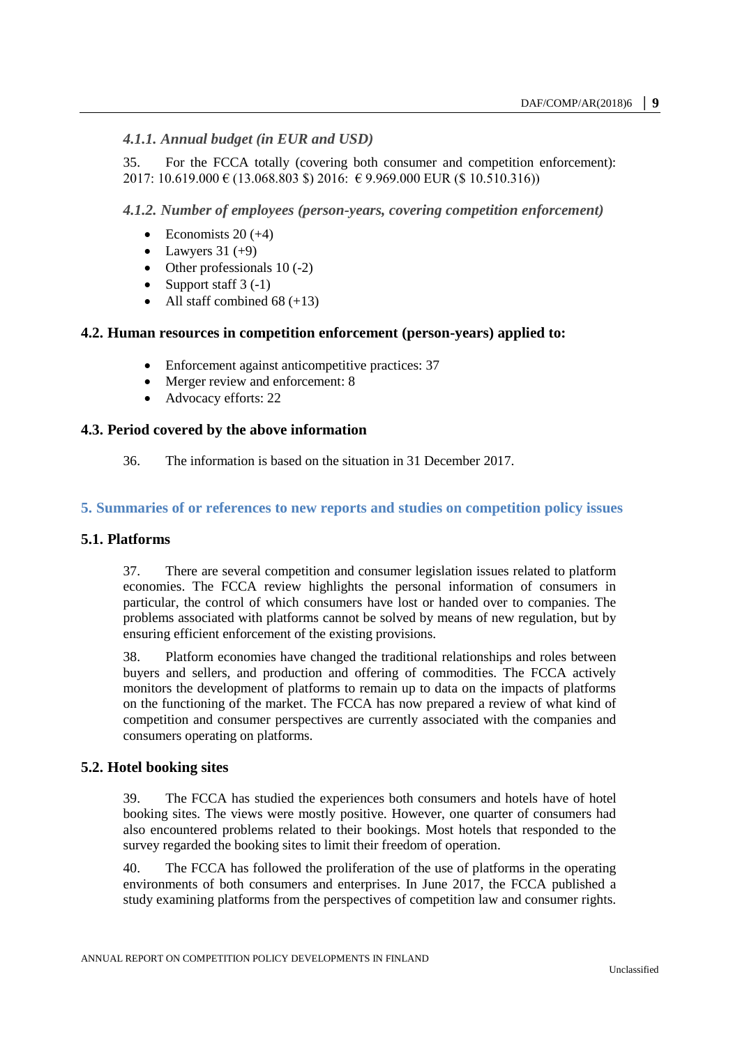#### *4.1.1. Annual budget (in EUR and USD)*

35. For the FCCA totally (covering both consumer and competition enforcement): 2017: 10.619.000 € (13.068.803 $) 2016: € 9.969.000 EUR ($ 10.510.316))

#### *4.1.2. Number of employees (person-years, covering competition enforcement)*

- Economists 20 (+4)
- Lawyers 31 (+9)
- Other professionals 10 (-2)
- Support staff 3 (-1)
- All staff combined 68 (+13)

### 4.2. Human resources in competition enforcement (person-years) applied to:

- Enforcement against anticompetitive practices: 37
- Merger review and enforcement: 8
- Advocacy efforts: 22

### 4.3. Period covered by the above information

36. The information is based on the situation in 31 December 2017.

## 5. Summaries of or references to new reports and studies on competition policy issues

### 5.1. Platforms

37. There are several competition and consumer legislation issues related to platform economies. The FCCA review highlights the personal information of consumers in particular, the control of which consumers have lost or handed over to companies. The problems associated with platforms cannot be solved by means of new regulation, but by ensuring efficient enforcement of the existing provisions.

38. Platform economies have changed the traditional relationships and roles between buyers and sellers, and production and offering of commodities. The FCCA actively monitors the development of platforms to remain up to data on the impacts of platforms on the functioning of the market. The FCCA has now prepared a review of what kind of competition and consumer perspectives are currently associated with the companies and consumers operating on platforms.

### 5.2. Hotel booking sites

39. The FCCA has studied the experiences both consumers and hotels have of hotel booking sites. The views were mostly positive. However, one quarter of consumers had also encountered problems related to their bookings. Most hotels that responded to the survey regarded the booking sites to limit their freedom of operation.

40. The FCCA has followed the proliferation of the use of platforms in the operating environments of both consumers and enterprises. In June 2017, the FCCA published a study examining platforms from the perspectives of competition law and consumer rights.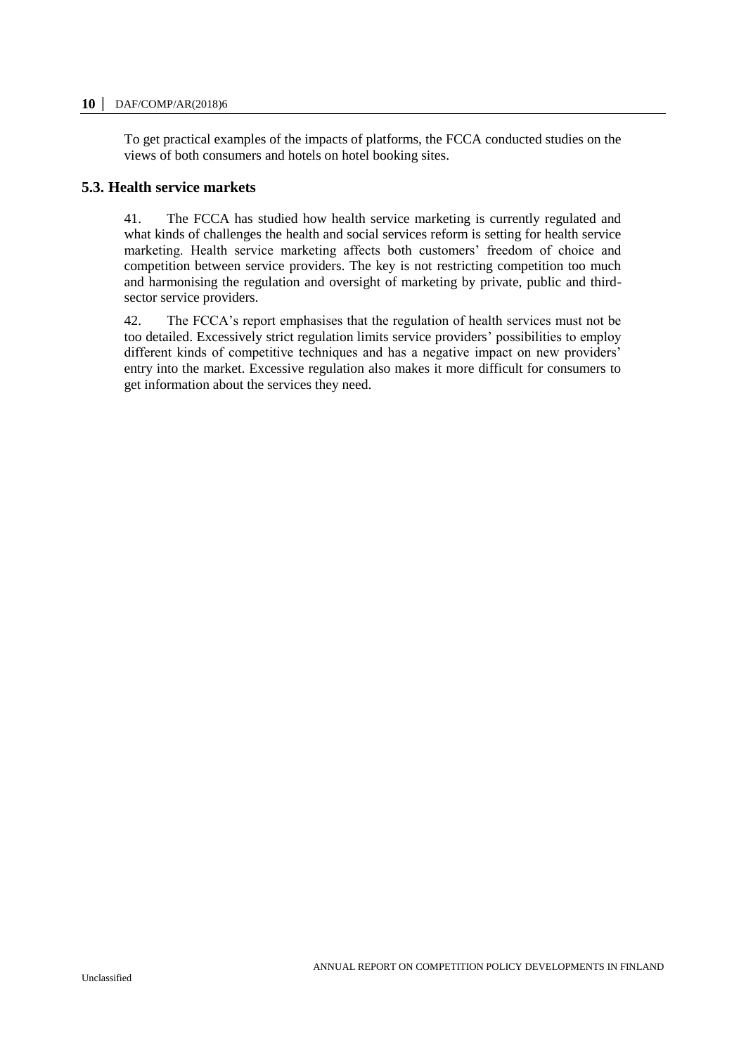To get practical examples of the impacts of platforms, the FCCA conducted studies on the views of both consumers and hotels on hotel booking sites.

### 5.3. Health service markets

41. The FCCA has studied how health service marketing is currently regulated and what kinds of challenges the health and social services reform is setting for health service marketing. Health service marketing affects both customers' freedom of choice and competition between service providers. The key is not restricting competition too much and harmonising the regulation and oversight of marketing by private, public and third-sector service providers.

42. The FCCA's report emphasises that the regulation of health services must not be too detailed. Excessively strict regulation limits service providers' possibilities to employ different kinds of competitive techniques and has a negative impact on new providers' entry into the market. Excessive regulation also makes it more difficult for consumers to get information about the services they need.